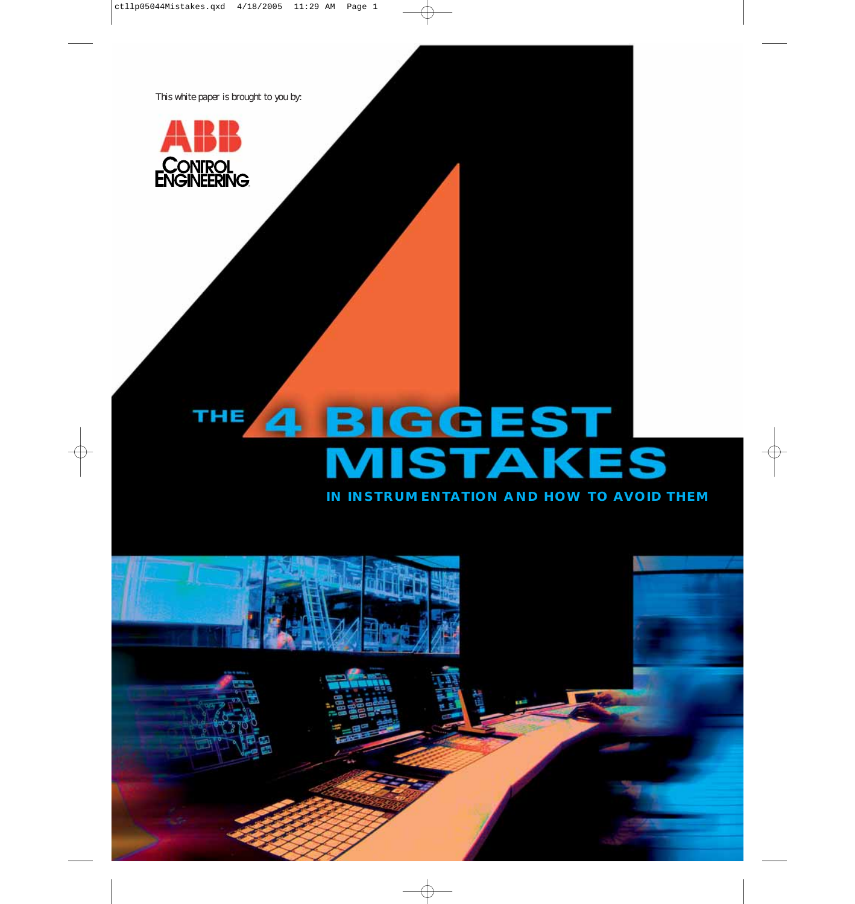This white paper is brought to you by:

ABB

CONTROL ENGINEERING

# THE 4 BIGGEST MISTAKES

## IN INSTRUMENTATION AND HOW TO AVOID THEM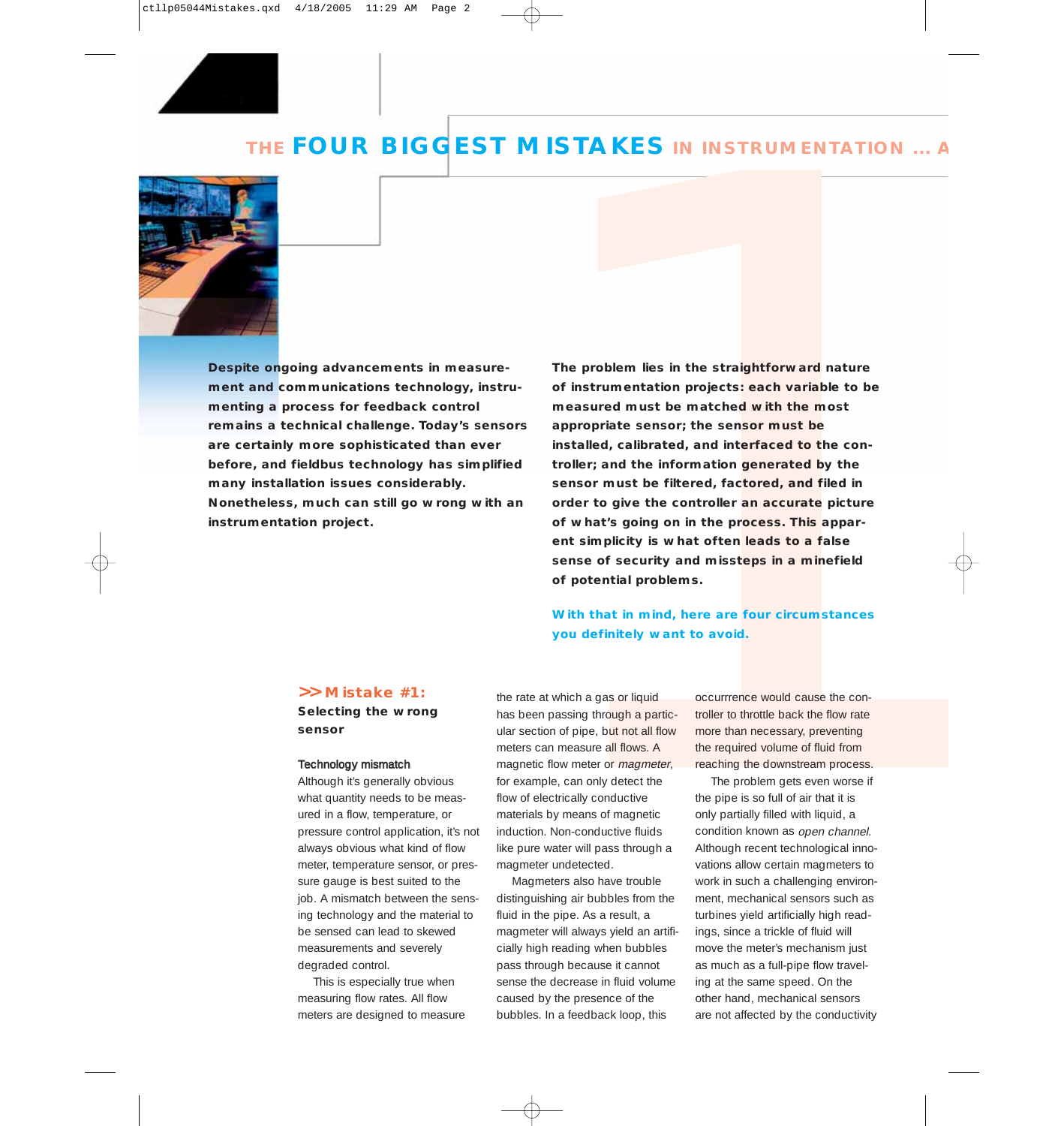# THE FOUR BIGGEST MISTAKES IN INSTRUMENTATION … A

**Despite ongoing advancements in measurement and communications technology, instrumenting a process for feedback control remains a technical challenge. Today's sensors are certainly more sophisticated than ever before, and fieldbus technology has simplified many installation issues considerably. Nonetheless, much can still go wrong with an instrumentation project.**

**The problem lies in the straightforward nature of instrumentation projects: each variable to be measured must be matched with the most appropriate sensor; the sensor must be installed, calibrated, and interfaced to the controller; and the information generated by the sensor must be filtered, factored, and filed in order to give the controller an accurate picture of what's going on in the process. This apparent simplicity is what often leads to a false sense of security and missteps in a minefield of potential problems.**

**With that in mind, here are four circumstances you definitely want to avoid.**

## >>Mistake #1: Selecting the wrong sensor

### Technology mismatch

Although it's generally obvious what quantity needs to be measured in a flow, temperature, or pressure control application, it's not always obvious what kind of flow meter, temperature sensor, or pressure gauge is best suited to the job. A mismatch between the sensing technology and the material to be sensed can lead to skewed measurements and severely degraded control.

This is especially true when measuring flow rates. All flow meters are designed to measure the rate at which a gas or liquid has been passing through a particular section of pipe, but not all flow meters can measure all flows. A magnetic flow meter or *magmeter*, for example, can only detect the flow of electrically conductive materials by means of magnetic induction. Non-conductive fluids like pure water will pass through a magmeter undetected.

Magmeters also have trouble distinguishing air bubbles from the fluid in the pipe. As a result, a magmeter will always yield an artificially high reading when bubbles pass through because it cannot sense the decrease in fluid volume caused by the presence of the bubbles. In a feedback loop, this occurrrence would cause the controller to throttle back the flow rate more than necessary, preventing the required volume of fluid from reaching the downstream process.

The problem gets even worse if the pipe is so full of air that it is only partially filled with liquid, a condition known as *open channel*. Although recent technological innovations allow certain magmeters to work in such a challenging environment, mechanical sensors such as turbines yield artificially high readings, since a trickle of fluid will move the meter's mechanism just as much as a full-pipe flow traveling at the same speed. On the other hand, mechanical sensors are not affected by the conductivity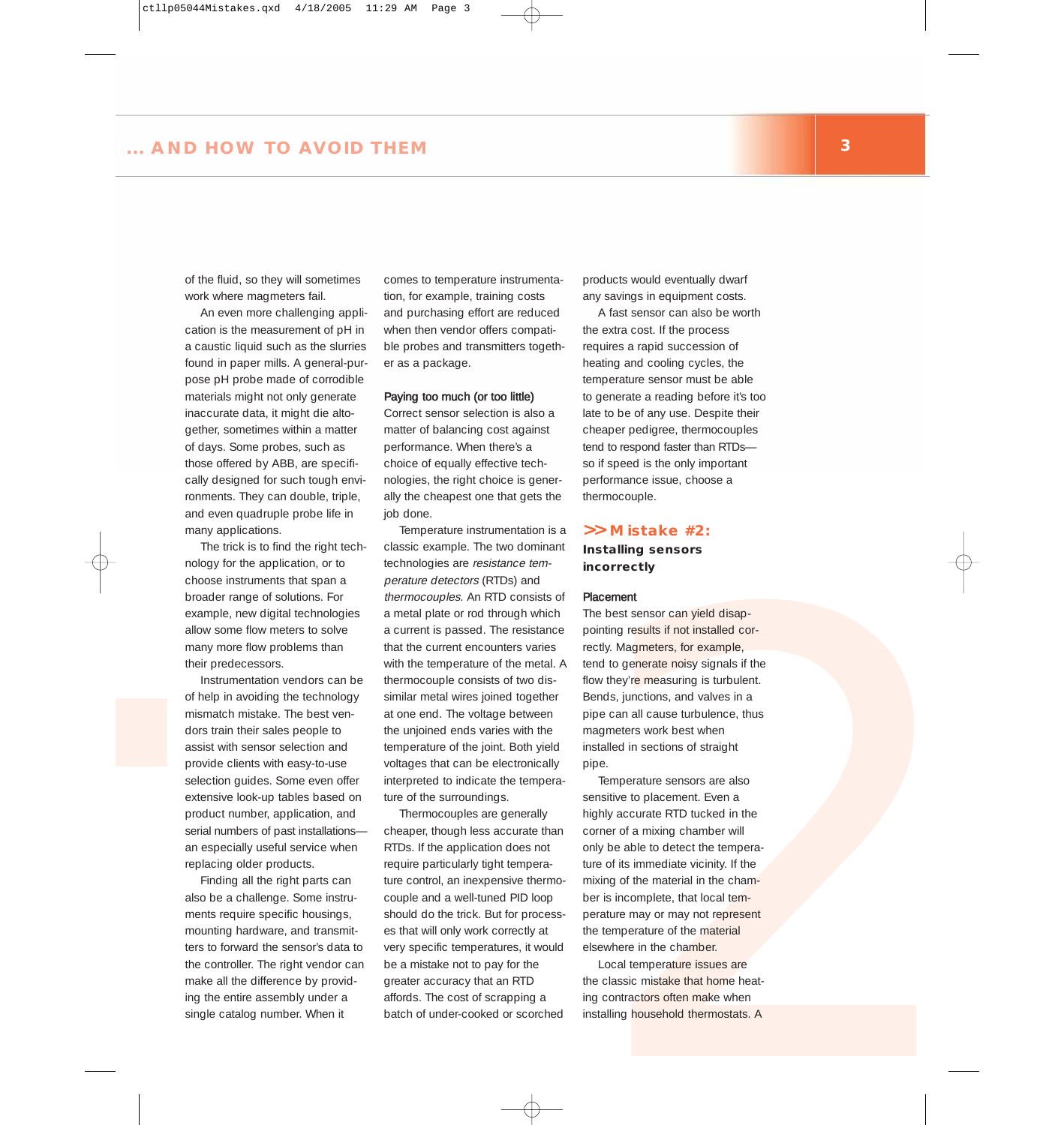of the fluid, so they will sometimes work where magmeters fail.

An even more challenging application is the measurement of pH in a caustic liquid such as the slurries found in paper mills. A general-purpose pH probe made of corrodible materials might not only generate inaccurate data, it might die altogether, sometimes within a matter of days. Some probes, such as those offered by ABB, are specifically designed for such tough environments. They can double, triple, and even quadruple probe life in many applications.

The trick is to find the right technology for the application, or to choose instruments that span a broader range of solutions. For example, new digital technologies allow some flow meters to solve many more flow problems than their predecessors.

Instrumentation vendors can be of help in avoiding the technology mismatch mistake. The best vendors train their sales people to assist with sensor selection and provide clients with easy-to-use selection guides. Some even offer extensive look-up tables based on product number, application, and serial numbers of past installations—an especially useful service when replacing older products.

Finding all the right parts can also be a challenge. Some instruments require specific housings, mounting hardware, and transmitters to forward the sensor's data to the controller. The right vendor can make all the difference by providing the entire assembly under a single catalog number. When it comes to temperature instrumentation, for example, training costs and purchasing effort are reduced when then vendor offers compatible probes and transmitters together as a package.

### Paying too much (or too little)

Correct sensor selection is also a matter of balancing cost against performance. When there's a choice of equally effective technologies, the right choice is generally the cheapest one that gets the job done.

Temperature instrumentation is a classic example. The two dominant technologies are *resistance temperature detectors* (RTDs) and *thermocouples*. An RTD consists of a metal plate or rod through which a current is passed. The resistance that the current encounters varies with the temperature of the metal. A thermocouple consists of two dissimilar metal wires joined together at one end. The voltage between the unjoined ends varies with the temperature of the joint. Both yield voltages that can be electronically interpreted to indicate the temperature of the surroundings.

Thermocouples are generally cheaper, though less accurate than RTDs. If the application does not require particularly tight temperature control, an inexpensive thermocouple and a well-tuned PID loop should do the trick. But for processes that will only work correctly at very specific temperatures, it would be a mistake not to pay for the greater accuracy that an RTD affords. The cost of scrapping a batch of under-cooked or scorched products would eventually dwarf any savings in equipment costs.

A fast sensor can also be worth the extra cost. If the process requires a rapid succession of heating and cooling cycles, the temperature sensor must be able to generate a reading before it's too late to be of any use. Despite their cheaper pedigree, thermocouples tend to respond faster than RTDs—so if speed is the only important performance issue, choose a thermocouple.

## >> Mistake #2: Installing sensors incorrectly

### Placement

The best sensor can yield disappointing results if not installed correctly. Magmeters, for example, tend to generate noisy signals if the flow they're measuring is turbulent. Bends, junctions, and valves in a pipe can all cause turbulence, thus magmeters work best when installed in sections of straight pipe.

Temperature sensors are also sensitive to placement. Even a highly accurate RTD tucked in the corner of a mixing chamber will only be able to detect the temperature of its immediate vicinity. If the mixing of the material in the chamber is incomplete, that local temperature may or may not represent the temperature of the material elsewhere in the chamber.

Local temperature issues are the classic mistake that home heating contractors often make when installing household thermostats. A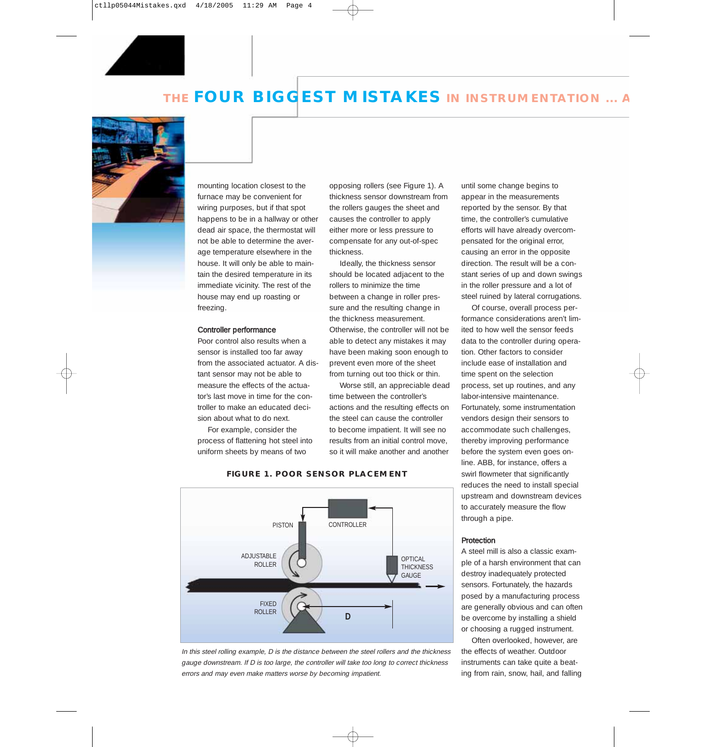mounting location closest to the furnace may be convenient for wiring purposes, but if that spot happens to be in a hallway or other dead air space, the thermostat will not be able to determine the average temperature elsewhere in the house. It will only be able to maintain the desired temperature in its immediate vicinity. The rest of the house may end up roasting or freezing.

### Controller performance

Poor control also results when a sensor is installed too far away from the associated actuator. A distant sensor may not be able to measure the effects of the actuator's last move in time for the controller to make an educated decision about what to do next.

For example, consider the process of flattening hot steel into uniform sheets by means of two opposing rollers (see Figure 1). A thickness sensor downstream from the rollers gauges the sheet and causes the controller to apply either more or less pressure to compensate for any out-of-spec thickness.

Ideally, the thickness sensor should be located adjacent to the rollers to minimize the time between a change in roller pressure and the resulting change in the thickness measurement. Otherwise, the controller will not be able to detect any mistakes it may have been making soon enough to prevent even more of the sheet from turning out too thick or thin.

Worse still, an appreciable dead time between the controller's actions and the resulting effects on the steel can cause the controller to become impatient. It will see no results from an initial control move, so it will make another and another until some change begins to appear in the measurements reported by the sensor. By that time, the controller's cumulative efforts will have already overcompensated for the original error, causing an error in the opposite direction. The result will be a constant series of up and down swings in the roller pressure and a lot of steel ruined by lateral corrugations.

**FIGURE 1. POOR SENSOR PLACEMENT**

PISTON
CONTROLLER
ADJUSTABLE ROLLER
OPTICAL THICKNESS GAUGE
FIXED ROLLER
D

*In this steel rolling example, D is the distance between the steel rollers and the thickness gauge downstream. If D is too large, the controller will take too long to correct thickness errors and may even make matters worse by becoming impatient.*

Of course, overall process performance considerations aren't limited to how well the sensor feeds data to the controller during operation. Other factors to consider include ease of installation and time spent on the selection process, set up routines, and any labor-intensive maintenance. Fortunately, some instrumentation vendors design their sensors to accommodate such challenges, thereby improving performance before the system even goes online. ABB, for instance, offers a swirl flowmeter that significantly reduces the need to install special upstream and downstream devices to accurately measure the flow through a pipe.

### Protection

A steel mill is also a classic example of a harsh environment that can destroy inadequately protected sensors. Fortunately, the hazards posed by a manufacturing process are generally obvious and can often be overcome by installing a shield or choosing a rugged instrument.

Often overlooked, however, are the effects of weather. Outdoor instruments can take quite a beating from rain, snow, hail, and falling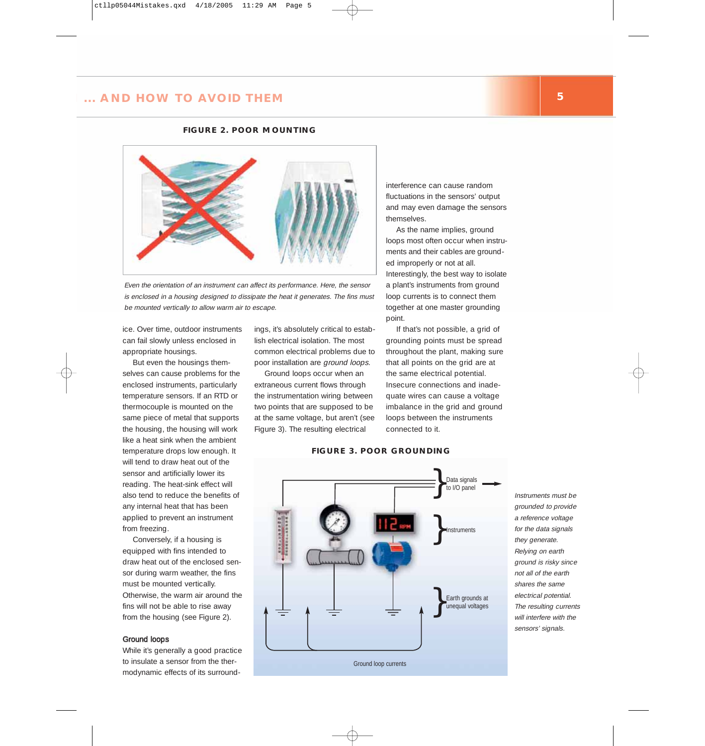## FIGURE 2. POOR MOUNTING

*Even the orientation of an instrument can affect its performance. Here, the sensor is enclosed in a housing designed to dissipate the heat it generates. The fins must be mounted vertically to allow warm air to escape.*

ice. Over time, outdoor instruments can fail slowly unless enclosed in appropriate housings.

But even the housings themselves can cause problems for the enclosed instruments, particularly temperature sensors. If an RTD or thermocouple is mounted on the same piece of metal that supports the housing, the housing will work like a heat sink when the ambient temperature drops low enough. It will tend to draw heat out of the sensor and artificially lower its reading. The heat-sink effect will also tend to reduce the benefits of any internal heat that has been applied to prevent an instrument from freezing.

Conversely, if a housing is equipped with fins intended to draw heat out of the enclosed sensor during warm weather, the fins must be mounted vertically. Otherwise, the warm air around the fins will not be able to rise away from the housing (see Figure 2).

### Ground loops

While it's generally a good practice to insulate a sensor from the thermodynamic effects of its surroundings, it's absolutely critical to establish electrical isolation. The most common electrical problems due to poor installation are *ground loops.*

Ground loops occur when an extraneous current flows through the instrumentation wiring between two points that are supposed to be at the same voltage, but aren't (see Figure 3). The resulting electrical interference can cause random fluctuations in the sensors' output and may even damage the sensors themselves.

As the name implies, ground loops most often occur when instruments and their cables are grounded improperly or not at all. Interestingly, the best way to isolate a plant's instruments from ground loop currents is to connect them together at one master grounding point.

If that's not possible, a grid of grounding points must be spread throughout the plant, making sure that all points on the grid are at the same electrical potential. Insecure connections and inadequate wires can cause a voltage imbalance in the grid and ground loops between the instruments connected to it.

## FIGURE 3. POOR GROUNDING

Data signals to I/O panel

Instruments

Earth grounds at unequal voltages

Ground loop currents

*Instruments must be grounded to provide a reference voltage for the data signals they generate. Relying on earth ground is risky since not all of the earth shares the same electrical potential. The resulting currents will interfere with the sensors' signals.*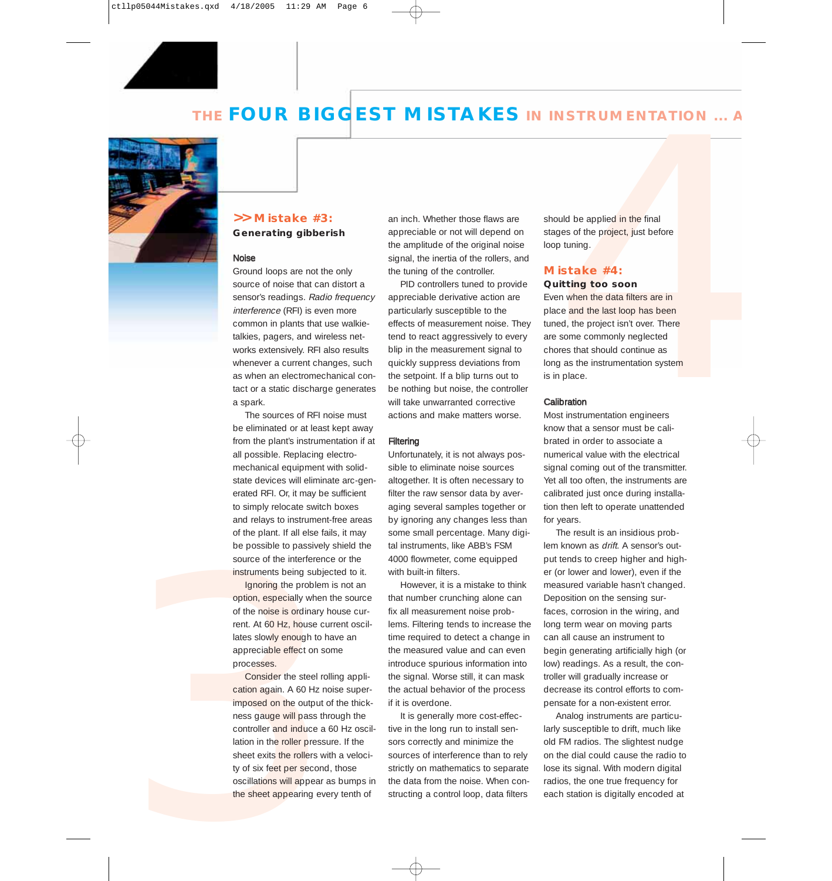# THE FOUR BIGGEST MISTAKES IN INSTRUMENTATION ... A

## >> Mistake #3:

**Generating gibberish**

### Noise

Ground loops are not the only source of noise that can distort a sensor's readings. *Radio frequency interference* (RFI) is even more common in plants that use walkie-talkies, pagers, and wireless networks extensively. RFI also results whenever a current changes, such as when an electromechanical contact or a static discharge generates a spark.

The sources of RFI noise must be eliminated or at least kept away from the plant's instrumentation if at all possible. Replacing electromechanical equipment with solid-state devices will eliminate arc-generated RFI. Or, it may be sufficient to simply relocate switch boxes and relays to instrument-free areas of the plant. If all else fails, it may be possible to passively shield the source of the interference or the instruments being subjected to it.

Ignoring the problem is not an option, especially when the source of the noise is ordinary house current. At 60 Hz, house current oscillates slowly enough to have an appreciable effect on some processes.

Consider the steel rolling application again. A 60 Hz noise superimposed on the output of the thickness gauge will pass through the controller and induce a 60 Hz oscillation in the roller pressure. If the sheet exits the rollers with a velocity of six feet per second, those oscillations will appear as bumps in the sheet appearing every tenth of an inch. Whether those flaws are appreciable or not will depend on the amplitude of the original noise signal, the inertia of the rollers, and the tuning of the controller.

PID controllers tuned to provide appreciable derivative action are particularly susceptible to the effects of measurement noise. They tend to react aggressively to every blip in the measurement signal to quickly suppress deviations from the setpoint. If a blip turns out to be nothing but noise, the controller will take unwarranted corrective actions and make matters worse.

### Filtering

Unfortunately, it is not always possible to eliminate noise sources altogether. It is often necessary to filter the raw sensor data by averaging several samples together or by ignoring any changes less than some small percentage. Many digital instruments, like ABB's FSM 4000 flowmeter, come equipped with built-in filters.

However, it is a mistake to think that number crunching alone can fix all measurement noise problems. Filtering tends to increase the time required to detect a change in the measured value and can even introduce spurious information into the signal. Worse still, it can mask the actual behavior of the process if it is overdone.

It is generally more cost-effective in the long run to install sensors correctly and minimize the sources of interference than to rely strictly on mathematics to separate the data from the noise. When constructing a control loop, data filters should be applied in the final stages of the project, just before loop tuning.

## Mistake #4:

**Quitting too soon**

Even when the data filters are in place and the last loop has been tuned, the project isn't over. There are some commonly neglected chores that should continue as long as the instrumentation system is in place.

### Calibration

Most instrumentation engineers know that a sensor must be calibrated in order to associate a numerical value with the electrical signal coming out of the transmitter. Yet all too often, the instruments are calibrated just once during installation then left to operate unattended for years.

The result is an insidious problem known as *drift.* A sensor's output tends to creep higher and higher (or lower and lower), even if the measured variable hasn't changed. Deposition on the sensing surfaces, corrosion in the wiring, and long term wear on moving parts can all cause an instrument to begin generating artificially high (or low) readings. As a result, the controller will gradually increase or decrease its control efforts to compensate for a non-existent error.

Analog instruments are particularly susceptible to drift, much like old FM radios. The slightest nudge on the dial could cause the radio to lose its signal. With modern digital radios, the one true frequency for each station is digitally encoded at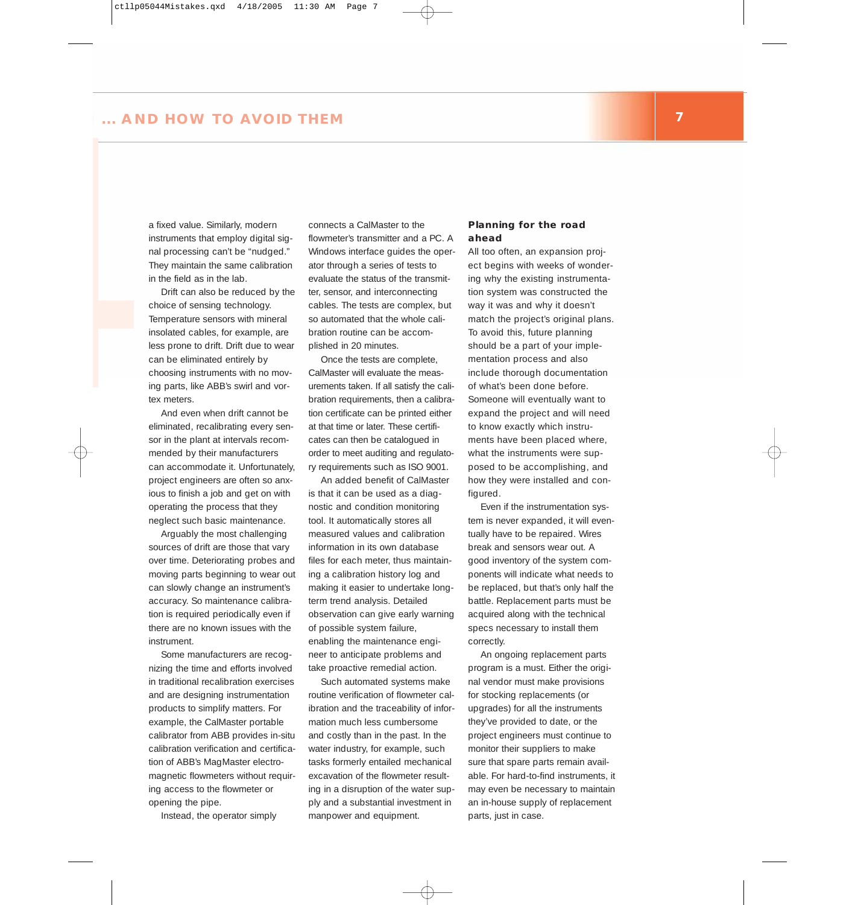a fixed value. Similarly, modern instruments that employ digital signal processing can't be "nudged." They maintain the same calibration in the field as in the lab.

Drift can also be reduced by the choice of sensing technology. Temperature sensors with mineral insolated cables, for example, are less prone to drift. Drift due to wear can be eliminated entirely by choosing instruments with no moving parts, like ABB's swirl and vortex meters.

And even when drift cannot be eliminated, recalibrating every sensor in the plant at intervals recommended by their manufacturers can accommodate it. Unfortunately, project engineers are often so anxious to finish a job and get on with operating the process that they neglect such basic maintenance.

Arguably the most challenging sources of drift are those that vary over time. Deteriorating probes and moving parts beginning to wear out can slowly change an instrument's accuracy. So maintenance calibration is required periodically even if there are no known issues with the instrument.

Some manufacturers are recognizing the time and efforts involved in traditional recalibration exercises and are designing instrumentation products to simplify matters. For example, the CalMaster portable calibrator from ABB provides in-situ calibration verification and certification of ABB's MagMaster electromagnetic flowmeters without requiring access to the flowmeter or opening the pipe.

Instead, the operator simply connects a CalMaster to the flowmeter's transmitter and a PC. A Windows interface guides the operator through a series of tests to evaluate the status of the transmitter, sensor, and interconnecting cables. The tests are complex, but so automated that the whole calibration routine can be accomplished in 20 minutes.

Once the tests are complete, CalMaster will evaluate the measurements taken. If all satisfy the calibration requirements, then a calibration certificate can be printed either at that time or later. These certificates can then be catalogued in order to meet auditing and regulatory requirements such as ISO 9001.

An added benefit of CalMaster is that it can be used as a diagnostic and condition monitoring tool. It automatically stores all measured values and calibration information in its own database files for each meter, thus maintaining a calibration history log and making it easier to undertake long-term trend analysis. Detailed observation can give early warning of possible system failure, enabling the maintenance engineer to anticipate problems and take proactive remedial action.

Such automated systems make routine verification of flowmeter calibration and the traceability of information much less cumbersome and costly than in the past. In the water industry, for example, such tasks formerly entailed mechanical excavation of the flowmeter resulting in a disruption of the water supply and a substantial investment in manpower and equipment.

### Planning for the road ahead

All too often, an expansion project begins with weeks of wondering why the existing instrumentation system was constructed the way it was and why it doesn't match the project's original plans. To avoid this, future planning should be a part of your implementation process and also include thorough documentation of what's been done before. Someone will eventually want to expand the project and will need to know exactly which instruments have been placed where, what the instruments were supposed to be accomplishing, and how they were installed and configured.

Even if the instrumentation system is never expanded, it will eventually have to be repaired. Wires break and sensors wear out. A good inventory of the system components will indicate what needs to be replaced, but that's only half the battle. Replacement parts must be acquired along with the technical specs necessary to install them correctly.

An ongoing replacement parts program is a must. Either the original vendor must make provisions for stocking replacements (or upgrades) for all the instruments they've provided to date, or the project engineers must continue to monitor their suppliers to make sure that spare parts remain available. For hard-to-find instruments, it may even be necessary to maintain an in-house supply of replacement parts, just in case.